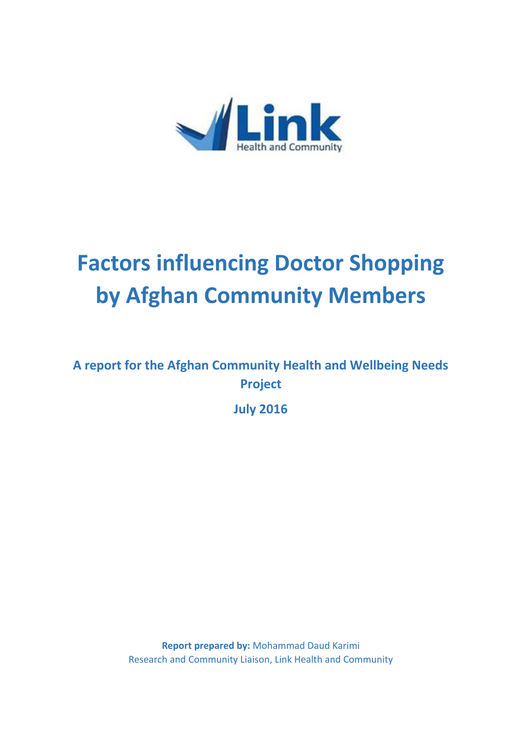Link
Health and Community

# Factors influencing Doctor Shopping by Afghan Community Members

**A report for the Afghan Community Health and Wellbeing Needs Project**

**July 2016**

**Report prepared by:** Mohammad Daud Karimi
Research and Community Liaison, Link Health and Community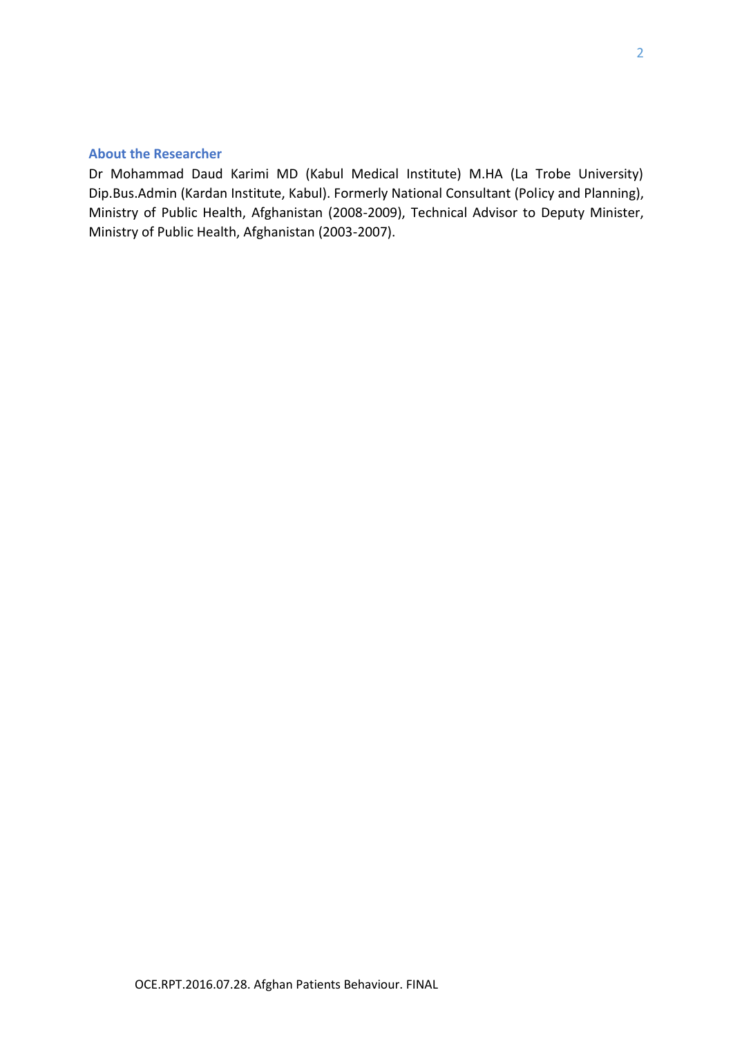## About the Researcher

Dr Mohammad Daud Karimi MD (Kabul Medical Institute) M.HA (La Trobe University) Dip.Bus.Admin (Kardan Institute, Kabul). Formerly National Consultant (Policy and Planning), Ministry of Public Health, Afghanistan (2008-2009), Technical Advisor to Deputy Minister, Ministry of Public Health, Afghanistan (2003-2007).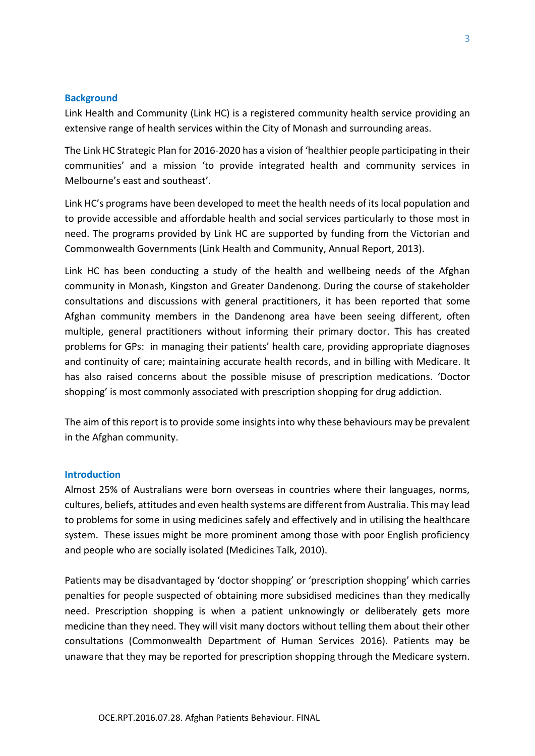## Background

Link Health and Community (Link HC) is a registered community health service providing an extensive range of health services within the City of Monash and surrounding areas.

The Link HC Strategic Plan for 2016-2020 has a vision of 'healthier people participating in their communities' and a mission 'to provide integrated health and community services in Melbourne's east and southeast'.

Link HC's programs have been developed to meet the health needs of its local population and to provide accessible and affordable health and social services particularly to those most in need. The programs provided by Link HC are supported by funding from the Victorian and Commonwealth Governments (Link Health and Community, Annual Report, 2013).

Link HC has been conducting a study of the health and wellbeing needs of the Afghan community in Monash, Kingston and Greater Dandenong. During the course of stakeholder consultations and discussions with general practitioners, it has been reported that some Afghan community members in the Dandenong area have been seeing different, often multiple, general practitioners without informing their primary doctor. This has created problems for GPs: in managing their patients' health care, providing appropriate diagnoses and continuity of care; maintaining accurate health records, and in billing with Medicare. It has also raised concerns about the possible misuse of prescription medications. 'Doctor shopping' is most commonly associated with prescription shopping for drug addiction.

The aim of this report is to provide some insights into why these behaviours may be prevalent in the Afghan community.

## Introduction

Almost 25% of Australians were born overseas in countries where their languages, norms, cultures, beliefs, attitudes and even health systems are different from Australia. This may lead to problems for some in using medicines safely and effectively and in utilising the healthcare system. These issues might be more prominent among those with poor English proficiency and people who are socially isolated (Medicines Talk, 2010).

Patients may be disadvantaged by 'doctor shopping' or 'prescription shopping' which carries penalties for people suspected of obtaining more subsidised medicines than they medically need. Prescription shopping is when a patient unknowingly or deliberately gets more medicine than they need. They will visit many doctors without telling them about their other consultations (Commonwealth Department of Human Services 2016). Patients may be unaware that they may be reported for prescription shopping through the Medicare system.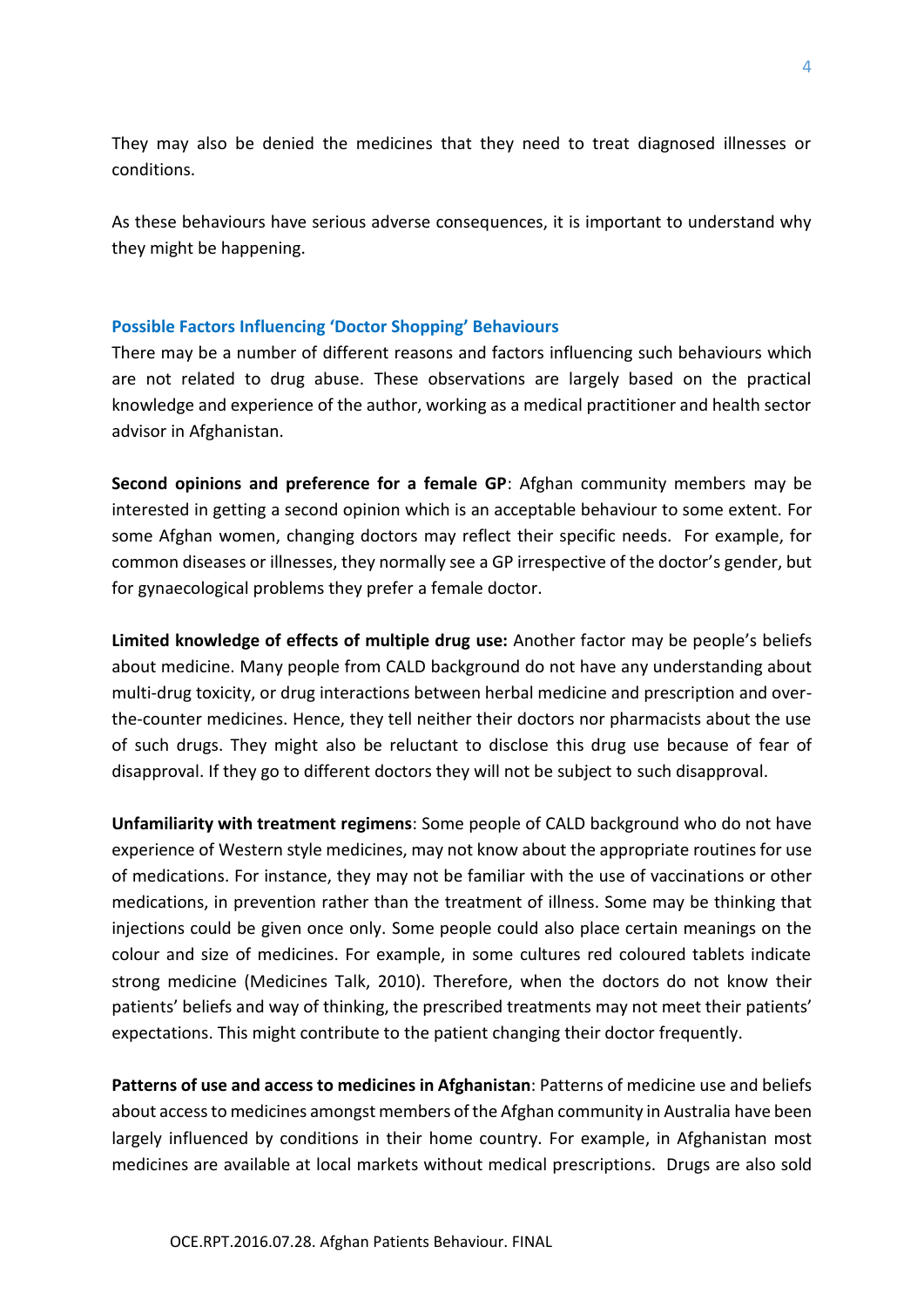They may also be denied the medicines that they need to treat diagnosed illnesses or conditions.

As these behaviours have serious adverse consequences, it is important to understand why they might be happening.

### Possible Factors Influencing 'Doctor Shopping' Behaviours

There may be a number of different reasons and factors influencing such behaviours which are not related to drug abuse. These observations are largely based on the practical knowledge and experience of the author, working as a medical practitioner and health sector advisor in Afghanistan.

**Second opinions and preference for a female GP**: Afghan community members may be interested in getting a second opinion which is an acceptable behaviour to some extent. For some Afghan women, changing doctors may reflect their specific needs. For example, for common diseases or illnesses, they normally see a GP irrespective of the doctor's gender, but for gynaecological problems they prefer a female doctor.

**Limited knowledge of effects of multiple drug use:** Another factor may be people's beliefs about medicine. Many people from CALD background do not have any understanding about multi-drug toxicity, or drug interactions between herbal medicine and prescription and over-the-counter medicines. Hence, they tell neither their doctors nor pharmacists about the use of such drugs. They might also be reluctant to disclose this drug use because of fear of disapproval. If they go to different doctors they will not be subject to such disapproval.

**Unfamiliarity with treatment regimens**: Some people of CALD background who do not have experience of Western style medicines, may not know about the appropriate routines for use of medications. For instance, they may not be familiar with the use of vaccinations or other medications, in prevention rather than the treatment of illness. Some may be thinking that injections could be given once only. Some people could also place certain meanings on the colour and size of medicines. For example, in some cultures red coloured tablets indicate strong medicine (Medicines Talk, 2010). Therefore, when the doctors do not know their patients' beliefs and way of thinking, the prescribed treatments may not meet their patients' expectations. This might contribute to the patient changing their doctor frequently.

**Patterns of use and access to medicines in Afghanistan**: Patterns of medicine use and beliefs about access to medicines amongst members of the Afghan community in Australia have been largely influenced by conditions in their home country. For example, in Afghanistan most medicines are available at local markets without medical prescriptions. Drugs are also sold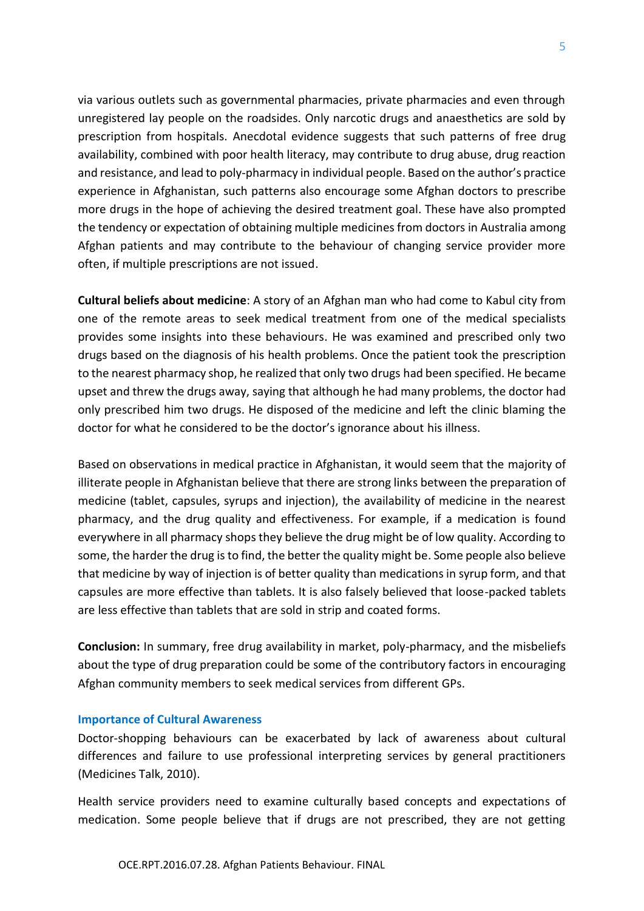via various outlets such as governmental pharmacies, private pharmacies and even through unregistered lay people on the roadsides. Only narcotic drugs and anaesthetics are sold by prescription from hospitals. Anecdotal evidence suggests that such patterns of free drug availability, combined with poor health literacy, may contribute to drug abuse, drug reaction and resistance, and lead to poly-pharmacy in individual people. Based on the author's practice experience in Afghanistan, such patterns also encourage some Afghan doctors to prescribe more drugs in the hope of achieving the desired treatment goal. These have also prompted the tendency or expectation of obtaining multiple medicines from doctors in Australia among Afghan patients and may contribute to the behaviour of changing service provider more often, if multiple prescriptions are not issued.

**Cultural beliefs about medicine**: A story of an Afghan man who had come to Kabul city from one of the remote areas to seek medical treatment from one of the medical specialists provides some insights into these behaviours. He was examined and prescribed only two drugs based on the diagnosis of his health problems. Once the patient took the prescription to the nearest pharmacy shop, he realized that only two drugs had been specified. He became upset and threw the drugs away, saying that although he had many problems, the doctor had only prescribed him two drugs. He disposed of the medicine and left the clinic blaming the doctor for what he considered to be the doctor's ignorance about his illness.

Based on observations in medical practice in Afghanistan, it would seem that the majority of illiterate people in Afghanistan believe that there are strong links between the preparation of medicine (tablet, capsules, syrups and injection), the availability of medicine in the nearest pharmacy, and the drug quality and effectiveness. For example, if a medication is found everywhere in all pharmacy shops they believe the drug might be of low quality. According to some, the harder the drug is to find, the better the quality might be. Some people also believe that medicine by way of injection is of better quality than medications in syrup form, and that capsules are more effective than tablets. It is also falsely believed that loose-packed tablets are less effective than tablets that are sold in strip and coated forms.

**Conclusion:** In summary, free drug availability in market, poly-pharmacy, and the misbeliefs about the type of drug preparation could be some of the contributory factors in encouraging Afghan community members to seek medical services from different GPs.

### Importance of Cultural Awareness

Doctor-shopping behaviours can be exacerbated by lack of awareness about cultural differences and failure to use professional interpreting services by general practitioners (Medicines Talk, 2010).

Health service providers need to examine culturally based concepts and expectations of medication. Some people believe that if drugs are not prescribed, they are not getting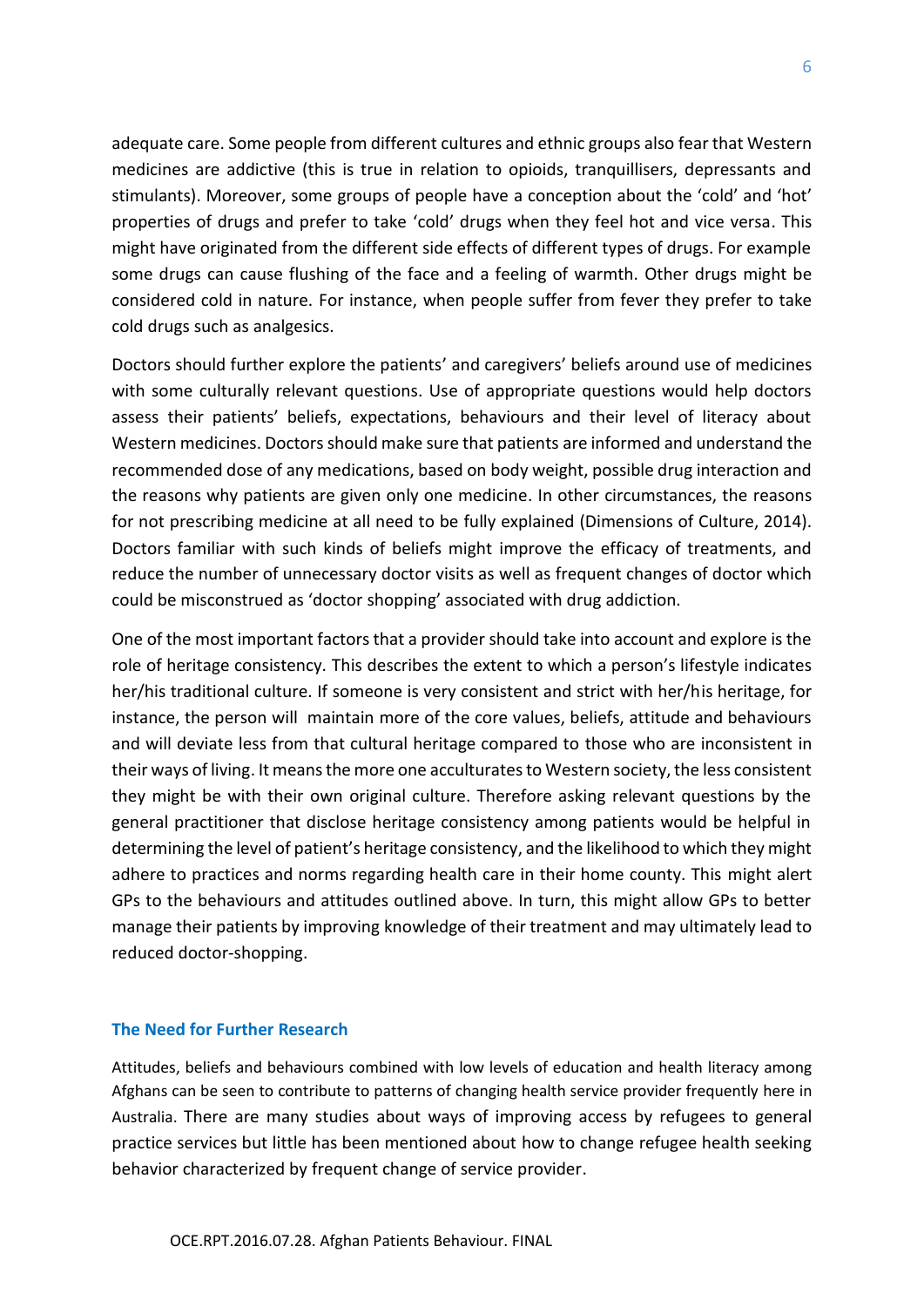adequate care. Some people from different cultures and ethnic groups also fear that Western medicines are addictive (this is true in relation to opioids, tranquillisers, depressants and stimulants). Moreover, some groups of people have a conception about the 'cold' and 'hot' properties of drugs and prefer to take 'cold' drugs when they feel hot and vice versa. This might have originated from the different side effects of different types of drugs. For example some drugs can cause flushing of the face and a feeling of warmth. Other drugs might be considered cold in nature. For instance, when people suffer from fever they prefer to take cold drugs such as analgesics.

Doctors should further explore the patients' and caregivers' beliefs around use of medicines with some culturally relevant questions. Use of appropriate questions would help doctors assess their patients' beliefs, expectations, behaviours and their level of literacy about Western medicines. Doctors should make sure that patients are informed and understand the recommended dose of any medications, based on body weight, possible drug interaction and the reasons why patients are given only one medicine. In other circumstances, the reasons for not prescribing medicine at all need to be fully explained (Dimensions of Culture, 2014). Doctors familiar with such kinds of beliefs might improve the efficacy of treatments, and reduce the number of unnecessary doctor visits as well as frequent changes of doctor which could be misconstrued as 'doctor shopping' associated with drug addiction.

One of the most important factors that a provider should take into account and explore is the role of heritage consistency. This describes the extent to which a person's lifestyle indicates her/his traditional culture. If someone is very consistent and strict with her/his heritage, for instance, the person will maintain more of the core values, beliefs, attitude and behaviours and will deviate less from that cultural heritage compared to those who are inconsistent in their ways of living. It means the more one acculturates to Western society, the less consistent they might be with their own original culture. Therefore asking relevant questions by the general practitioner that disclose heritage consistency among patients would be helpful in determining the level of patient's heritage consistency, and the likelihood to which they might adhere to practices and norms regarding health care in their home county. This might alert GPs to the behaviours and attitudes outlined above. In turn, this might allow GPs to better manage their patients by improving knowledge of their treatment and may ultimately lead to reduced doctor-shopping.

## The Need for Further Research

Attitudes, beliefs and behaviours combined with low levels of education and health literacy among Afghans can be seen to contribute to patterns of changing health service provider frequently here in Australia. There are many studies about ways of improving access by refugees to general practice services but little has been mentioned about how to change refugee health seeking behavior characterized by frequent change of service provider.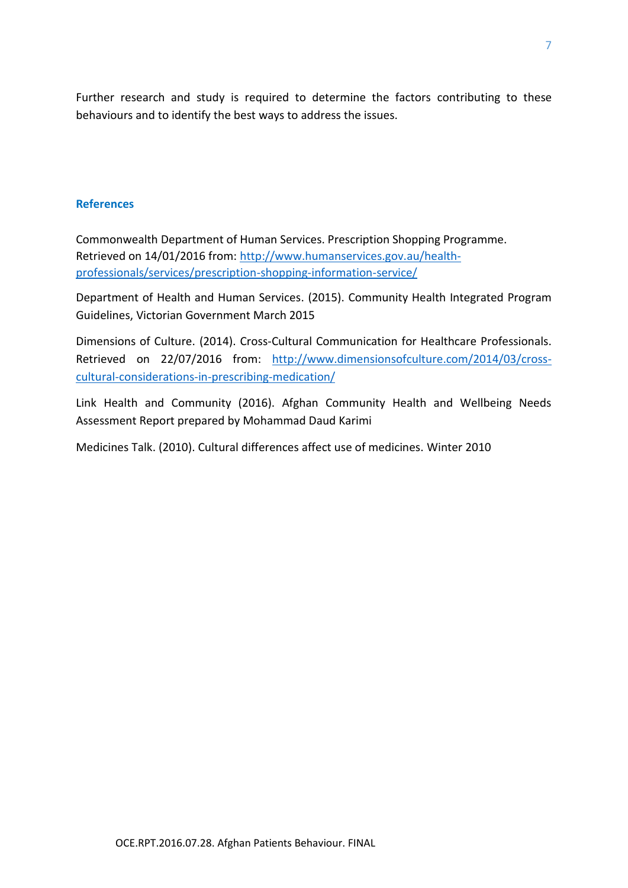Further research and study is required to determine the factors contributing to these behaviours and to identify the best ways to address the issues.

## References

Commonwealth Department of Human Services. Prescription Shopping Programme. Retrieved on 14/01/2016 from: [http://www.humanservices.gov.au/health-professionals/services/prescription-shopping-information-service/](http://www.humanservices.gov.au/health-professionals/services/prescription-shopping-information-service/)

Department of Health and Human Services. (2015). Community Health Integrated Program Guidelines, Victorian Government March 2015

Dimensions of Culture. (2014). Cross-Cultural Communication for Healthcare Professionals. Retrieved on 22/07/2016 from: [http://www.dimensionsofculture.com/2014/03/cross-cultural-considerations-in-prescribing-medication/](http://www.dimensionsofculture.com/2014/03/cross-cultural-considerations-in-prescribing-medication/)

Link Health and Community (2016). Afghan Community Health and Wellbeing Needs Assessment Report prepared by Mohammad Daud Karimi

Medicines Talk. (2010). Cultural differences affect use of medicines. Winter 2010